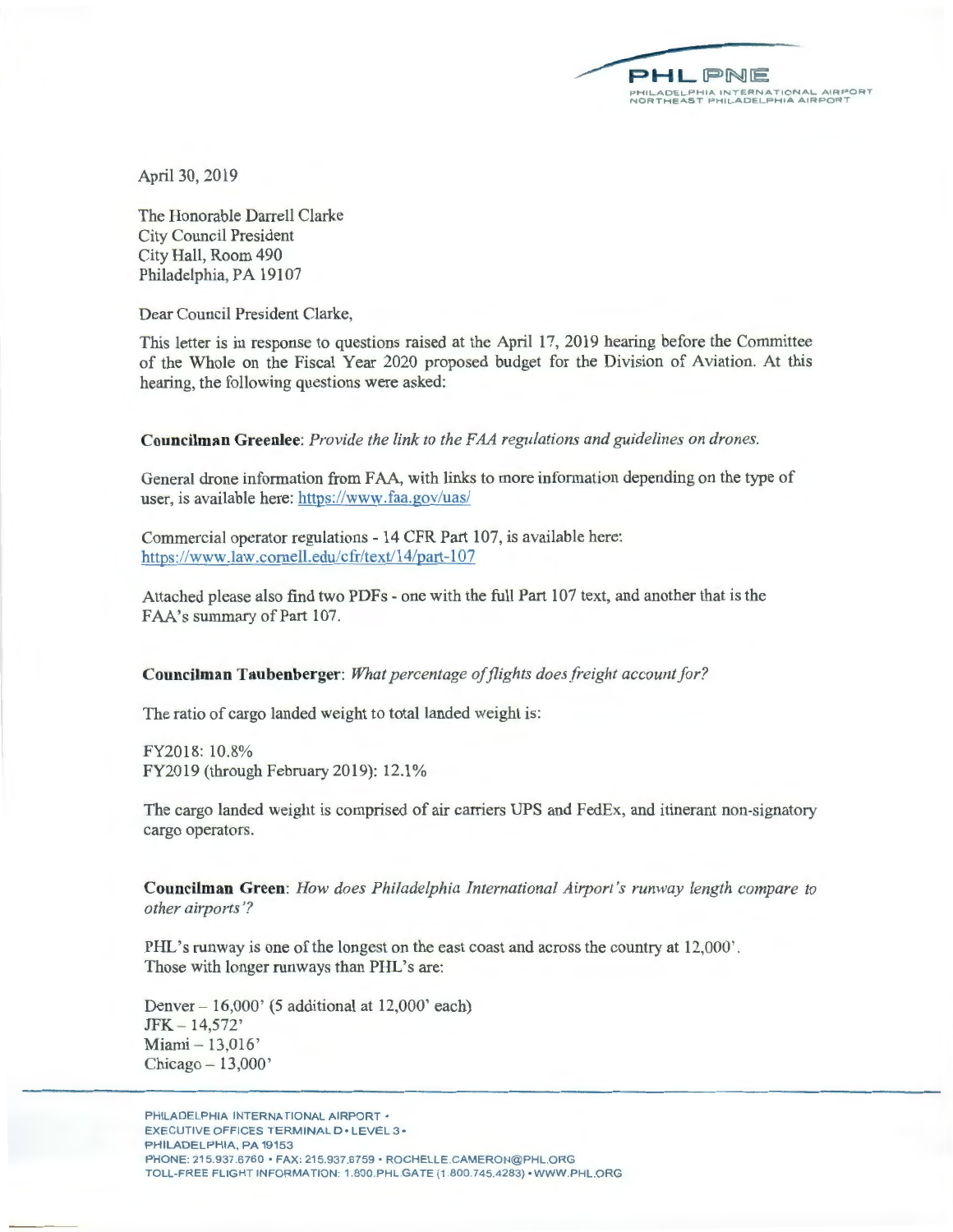April 30, 2019

The Honorable Darrell Clarke
City Council President
City Hall, Room 490
Philadelphia, PA 19107

Dear Council President Clarke,

This letter is in response to questions raised at the April 17, 2019 hearing before the Committee of the Whole on the Fiscal Year 2020 proposed budget for the Division of Aviation. At this hearing, the following questions were asked:

**Councilman Greenlee**: *Provide the link to the FAA regulations and guidelines on drones.*

General drone information from FAA, with links to more information depending on the type of user, is available here: https://www.faa.gov/uas/

Commercial operator regulations - 14 CFR Part 107, is available here: https://www.law.cornell.edu/cfr/text/14/part-107

Attached please also find two PDFs - one with the full Part 107 text, and another that is the FAA's summary of Part 107.

**Councilman Taubenberger**: *What percentage of flights does freight account for?*

The ratio of cargo landed weight to total landed weight is:

FY2018: 10.8%
FY2019 (through February 2019): 12.1%

The cargo landed weight is comprised of air carriers UPS and FedEx, and itinerant non-signatory cargo operators.

**Councilman Green**: *How does Philadelphia International Airport's runway length compare to other airports'?*

PHL's runway is one of the longest on the east coast and across the country at 12,000'.
Those with longer runways than PHL's are:

Denver – 16,000' (5 additional at 12,000' each)
JFK – 14,572'
Miami – 13,016'
Chicago – 13,000'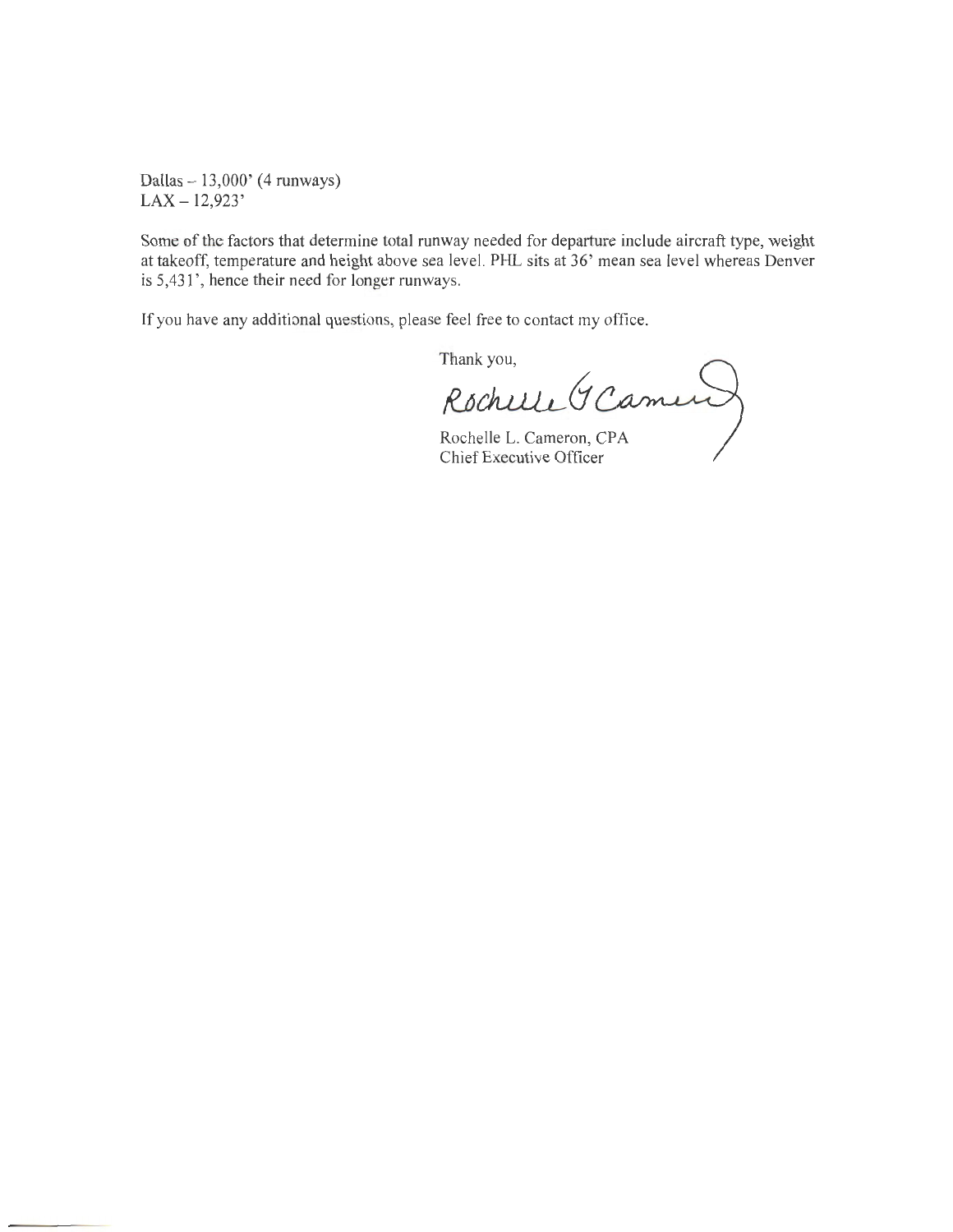Dallas – 13,000' (4 runways)
LAX – 12,923'

Some of the factors that determine total runway needed for departure include aircraft type, weight at takeoff, temperature and height above sea level. PHL sits at 36' mean sea level whereas Denver is 5,431', hence their need for longer runways.

If you have any additional questions, please feel free to contact my office.

Thank you,

Rochelle L. Cameron, CPA
Chief Executive Officer